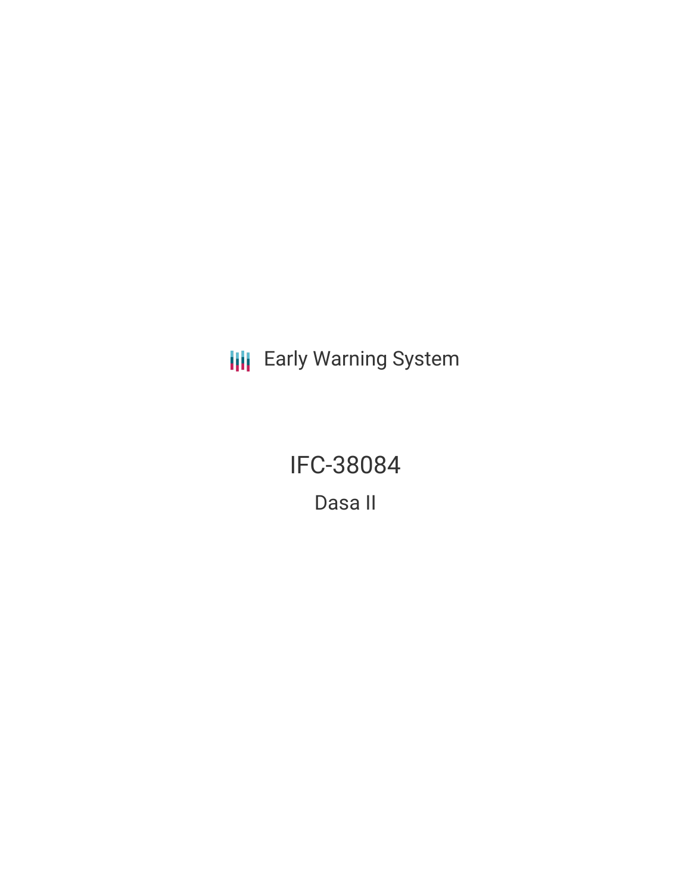Early Warning System

# IFC-38084

## Dasa II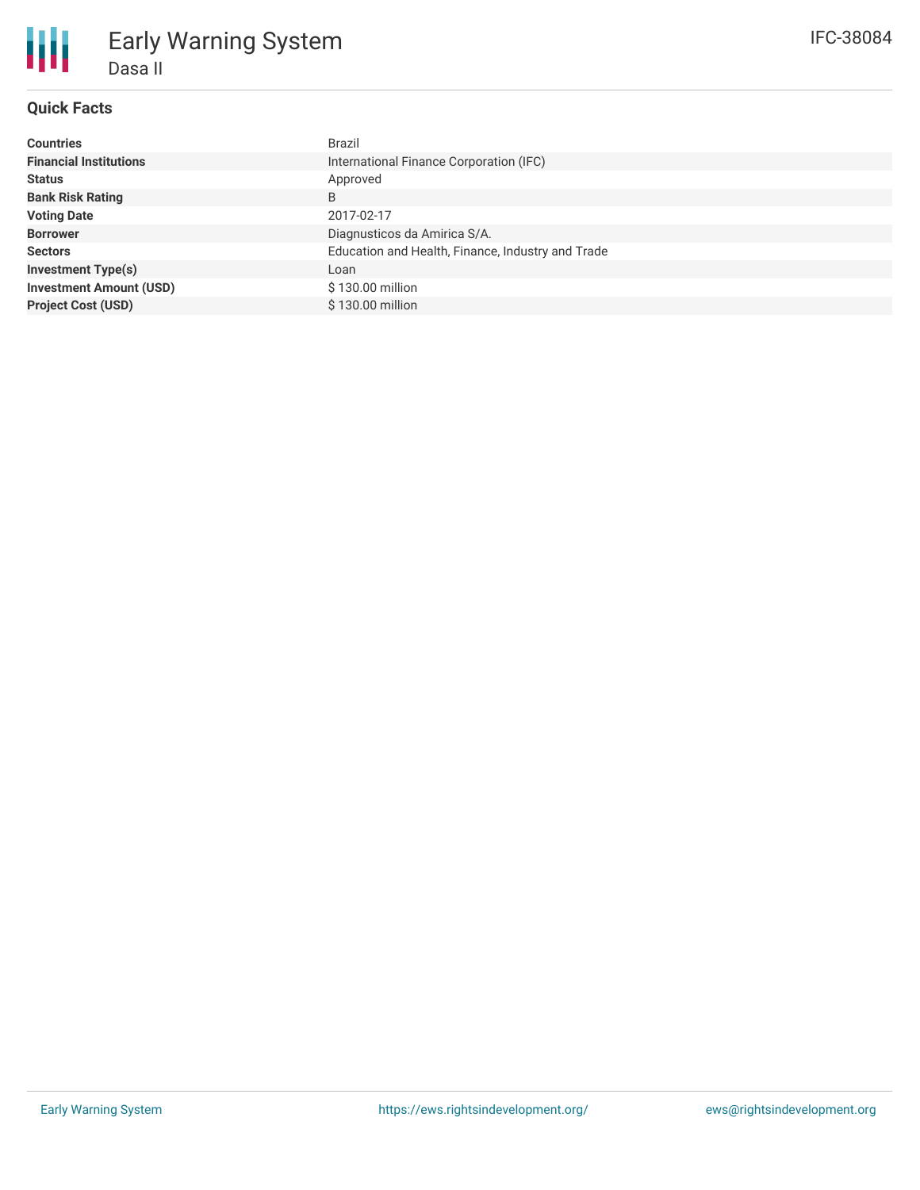# Early Warning System

Dasa II

IFC-38084

## Quick Facts

| | |
|---|---|
| **Countries** | Brazil |
| **Financial Institutions** | International Finance Corporation (IFC) |
| **Status** | Approved |
| **Bank Risk Rating** | B |
| **Voting Date** | 2017-02-17 |
| **Borrower** | Diagnusticos da Amirica S/A. |
| **Sectors** | Education and Health, Finance, Industry and Trade |
| **Investment Type(s)** | Loan |
| **Investment Amount (USD)** | $ 130.00 million |
| **Project Cost (USD)** | $ 130.00 million |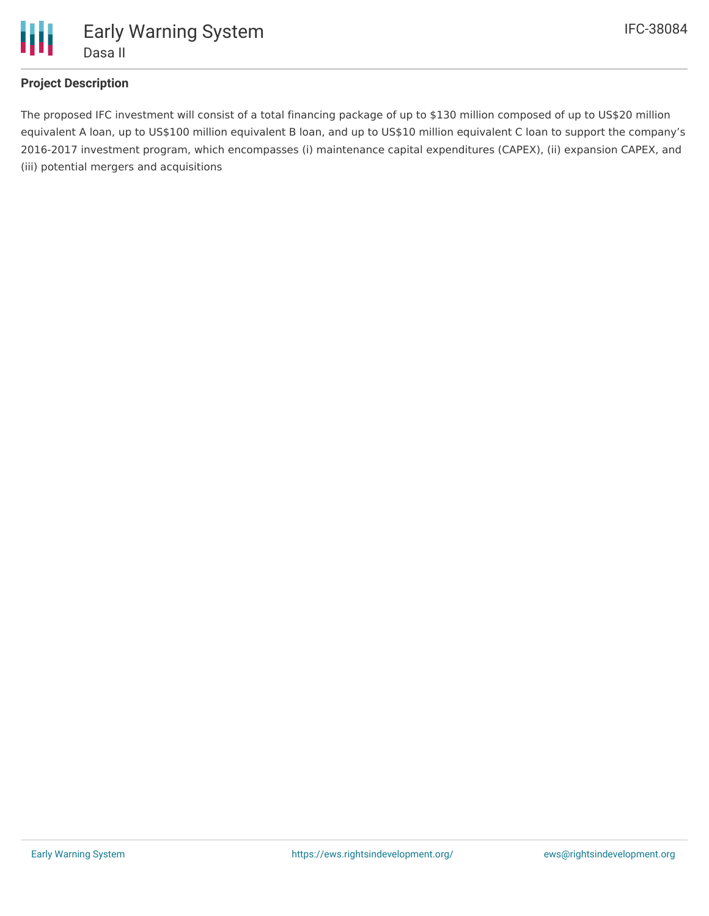## Project Description

The proposed IFC investment will consist of a total financing package of up to $130 million composed of up to US$20 million equivalent A loan, up to US$100 million equivalent B loan, and up to US$10 million equivalent C loan to support the company's 2016-2017 investment program, which encompasses (i) maintenance capital expenditures (CAPEX), (ii) expansion CAPEX, and (iii) potential mergers and acquisitions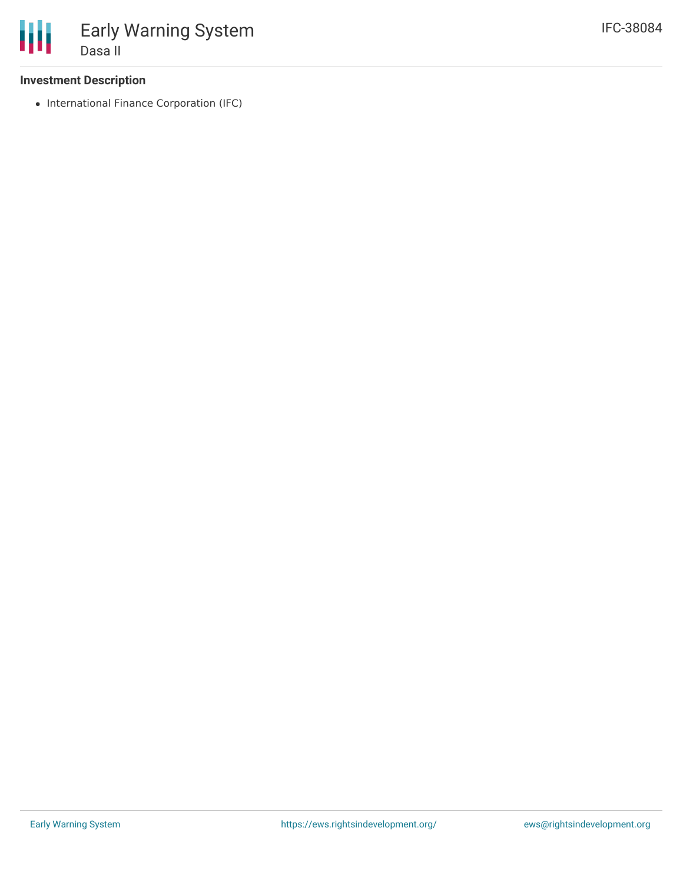### Investment Description

- International Finance Corporation (IFC)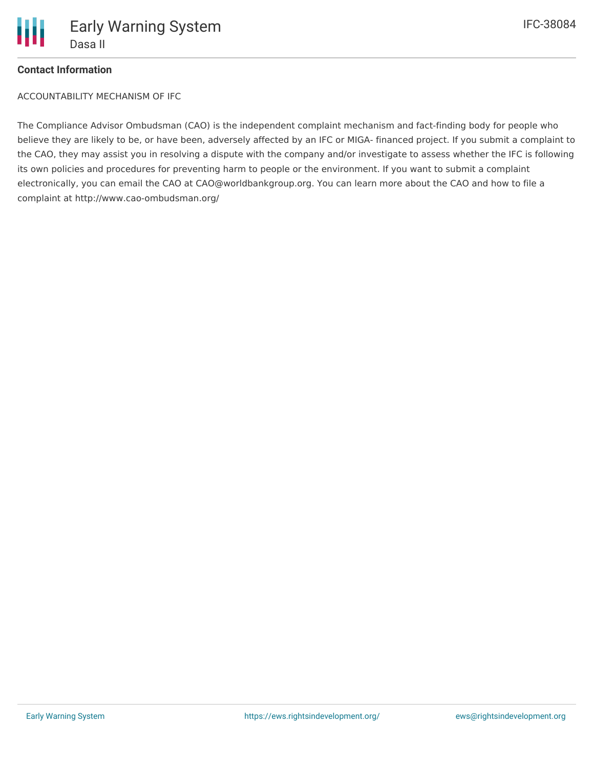## Contact Information

ACCOUNTABILITY MECHANISM OF IFC

The Compliance Advisor Ombudsman (CAO) is the independent complaint mechanism and fact-finding body for people who believe they are likely to be, or have been, adversely affected by an IFC or MIGA- financed project. If you submit a complaint to the CAO, they may assist you in resolving a dispute with the company and/or investigate to assess whether the IFC is following its own policies and procedures for preventing harm to people or the environment. If you want to submit a complaint electronically, you can email the CAO at CAO@worldbankgroup.org. You can learn more about the CAO and how to file a complaint at http://www.cao-ombudsman.org/